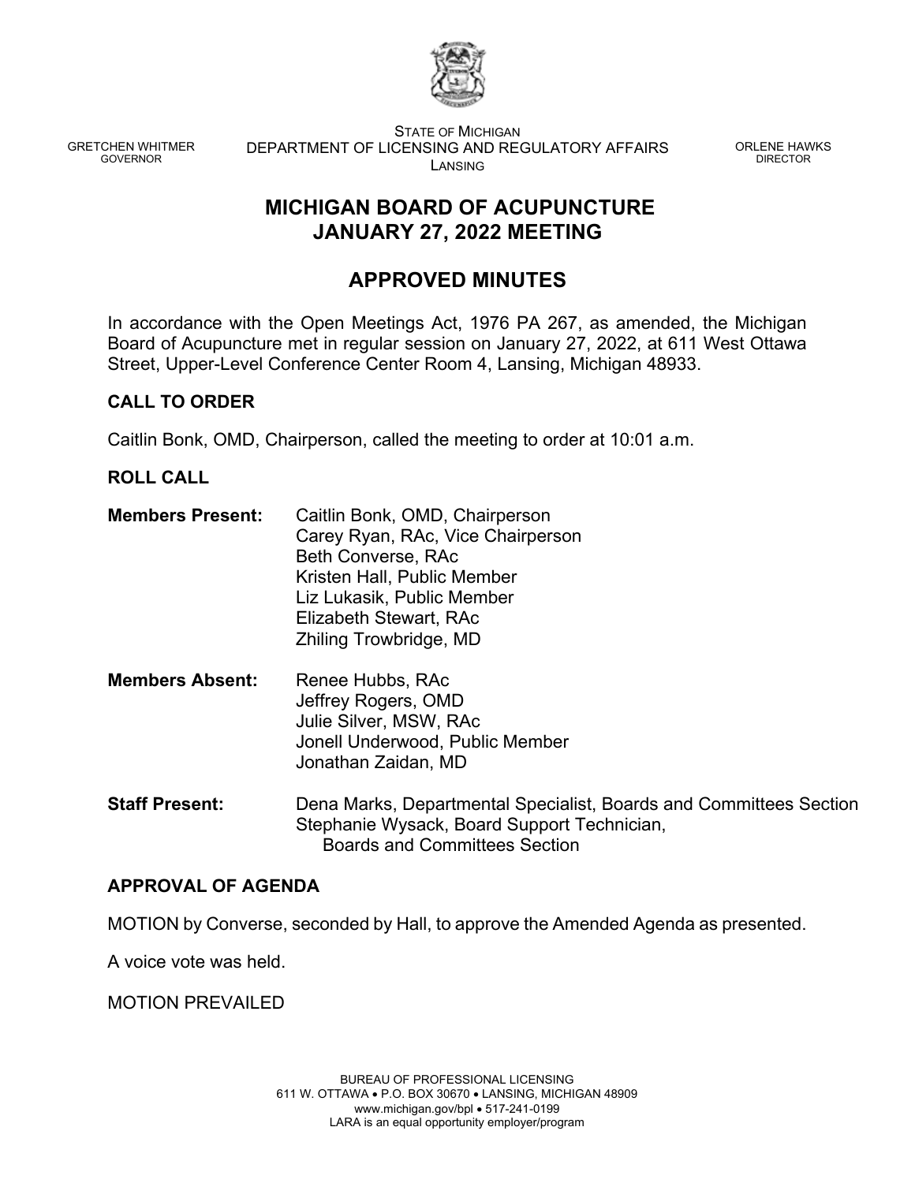GRETCHEN WHITMER
GOVERNOR

STATE OF MICHIGAN
DEPARTMENT OF LICENSING AND REGULATORY AFFAIRS
LANSING

ORLENE HAWKS
DIRECTOR

# MICHIGAN BOARD OF ACUPUNCTURE
# JANUARY 27, 2022 MEETING

## APPROVED MINUTES

In accordance with the Open Meetings Act, 1976 PA 267, as amended, the Michigan Board of Acupuncture met in regular session on January 27, 2022, at 611 West Ottawa Street, Upper-Level Conference Center Room 4, Lansing, Michigan 48933.

### CALL TO ORDER

Caitlin Bonk, OMD, Chairperson, called the meeting to order at 10:01 a.m.

### ROLL CALL

**Members Present:**
Caitlin Bonk, OMD, Chairperson
Carey Ryan, RAc, Vice Chairperson
Beth Converse, RAc
Kristen Hall, Public Member
Liz Lukasik, Public Member
Elizabeth Stewart, RAc
Zhiling Trowbridge, MD

**Members Absent:**
Renee Hubbs, RAc
Jeffrey Rogers, OMD
Julie Silver, MSW, RAc
Jonell Underwood, Public Member
Jonathan Zaidan, MD

**Staff Present:**
Dena Marks, Departmental Specialist, Boards and Committees Section
Stephanie Wysack, Board Support Technician, Boards and Committees Section

### APPROVAL OF AGENDA

MOTION by Converse, seconded by Hall, to approve the Amended Agenda as presented.

A voice vote was held.

MOTION PREVAILED

BUREAU OF PROFESSIONAL LICENSING
611 W. OTTAWA • P.O. BOX 30670 • LANSING, MICHIGAN 48909
www.michigan.gov/bpl • 517-241-0199
LARA is an equal opportunity employer/program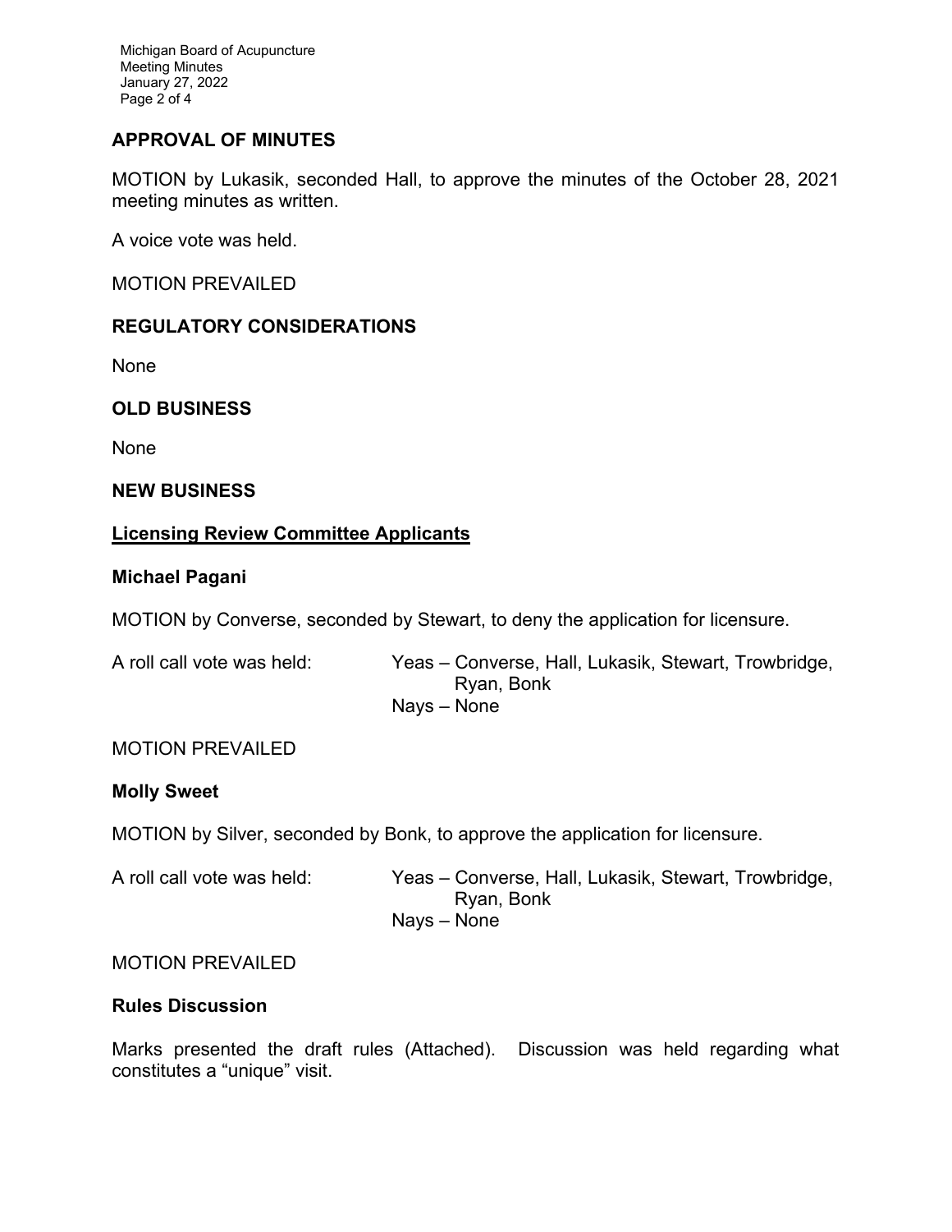## APPROVAL OF MINUTES

MOTION by Lukasik, seconded Hall, to approve the minutes of the October 28, 2021 meeting minutes as written.

A voice vote was held.

MOTION PREVAILED

## REGULATORY CONSIDERATIONS

None

## OLD BUSINESS

None

## NEW BUSINESS

### Licensing Review Committee Applicants

#### Michael Pagani

MOTION by Converse, seconded by Stewart, to deny the application for licensure.

A roll call vote was held: Yeas – Converse, Hall, Lukasik, Stewart, Trowbridge, Ryan, Bonk
Nays – None

MOTION PREVAILED

#### Molly Sweet

MOTION by Silver, seconded by Bonk, to approve the application for licensure.

A roll call vote was held: Yeas – Converse, Hall, Lukasik, Stewart, Trowbridge, Ryan, Bonk
Nays – None

MOTION PREVAILED

### Rules Discussion

Marks presented the draft rules (Attached). Discussion was held regarding what constitutes a "unique" visit.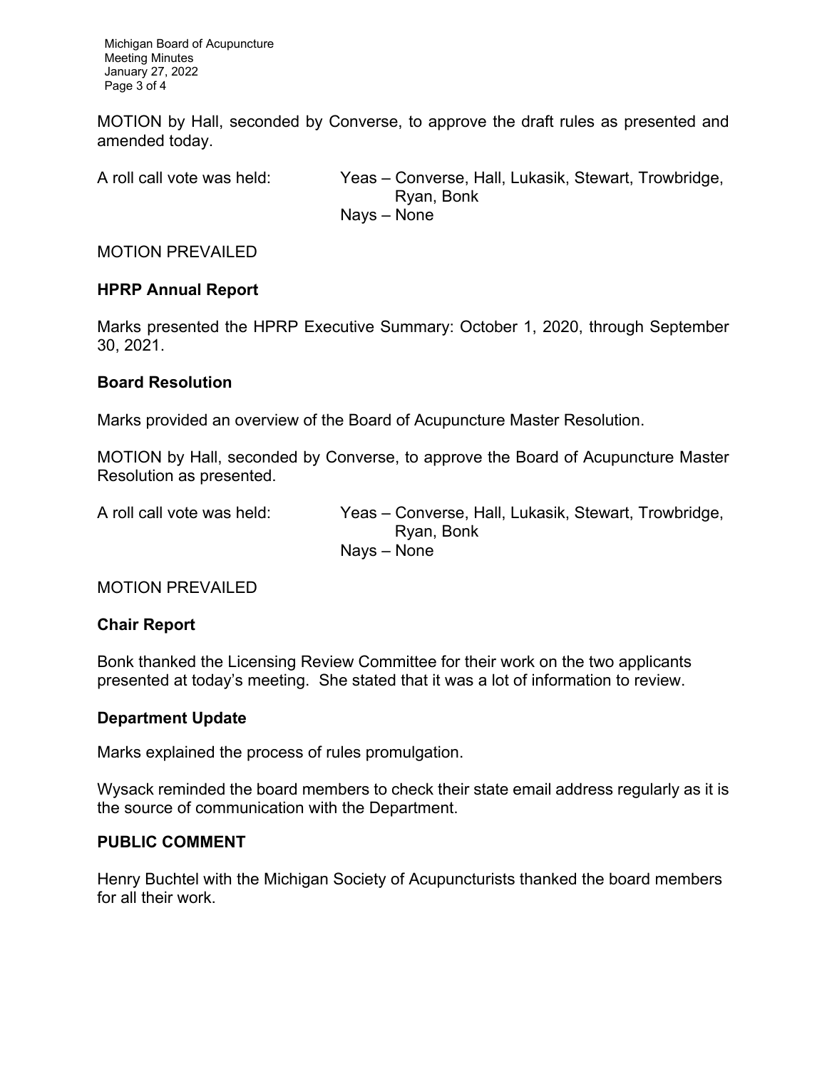MOTION by Hall, seconded by Converse, to approve the draft rules as presented and amended today.

A roll call vote was held: Yeas – Converse, Hall, Lukasik, Stewart, Trowbridge, Ryan, Bonk
Nays – None

MOTION PREVAILED

### HPRP Annual Report

Marks presented the HPRP Executive Summary: October 1, 2020, through September 30, 2021.

### Board Resolution

Marks provided an overview of the Board of Acupuncture Master Resolution.

MOTION by Hall, seconded by Converse, to approve the Board of Acupuncture Master Resolution as presented.

A roll call vote was held: Yeas – Converse, Hall, Lukasik, Stewart, Trowbridge, Ryan, Bonk
Nays – None

MOTION PREVAILED

### Chair Report

Bonk thanked the Licensing Review Committee for their work on the two applicants presented at today's meeting. She stated that it was a lot of information to review.

### Department Update

Marks explained the process of rules promulgation.

Wysack reminded the board members to check their state email address regularly as it is the source of communication with the Department.

## PUBLIC COMMENT

Henry Buchtel with the Michigan Society of Acupuncturists thanked the board members for all their work.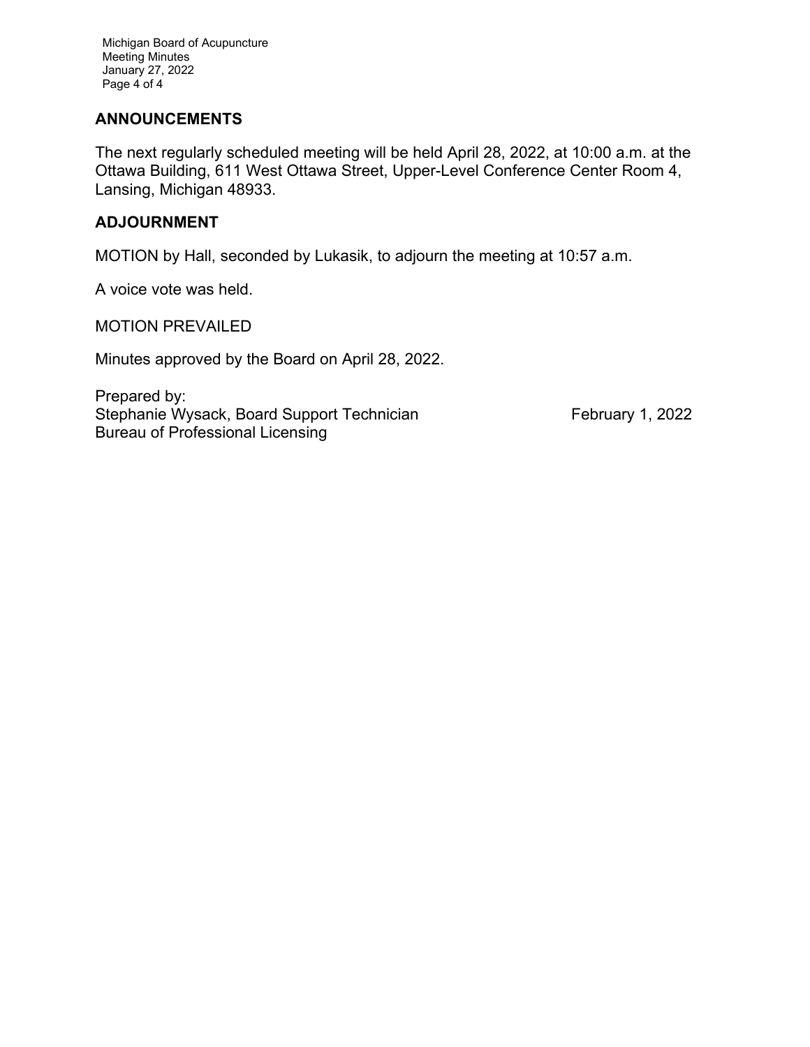## ANNOUNCEMENTS

The next regularly scheduled meeting will be held April 28, 2022, at 10:00 a.m. at the Ottawa Building, 611 West Ottawa Street, Upper-Level Conference Center Room 4, Lansing, Michigan 48933.

## ADJOURNMENT

MOTION by Hall, seconded by Lukasik, to adjourn the meeting at 10:57 a.m.

A voice vote was held.

MOTION PREVAILED

Minutes approved by the Board on April 28, 2022.

Prepared by:
Stephanie Wysack, Board Support Technician February 1, 2022
Bureau of Professional Licensing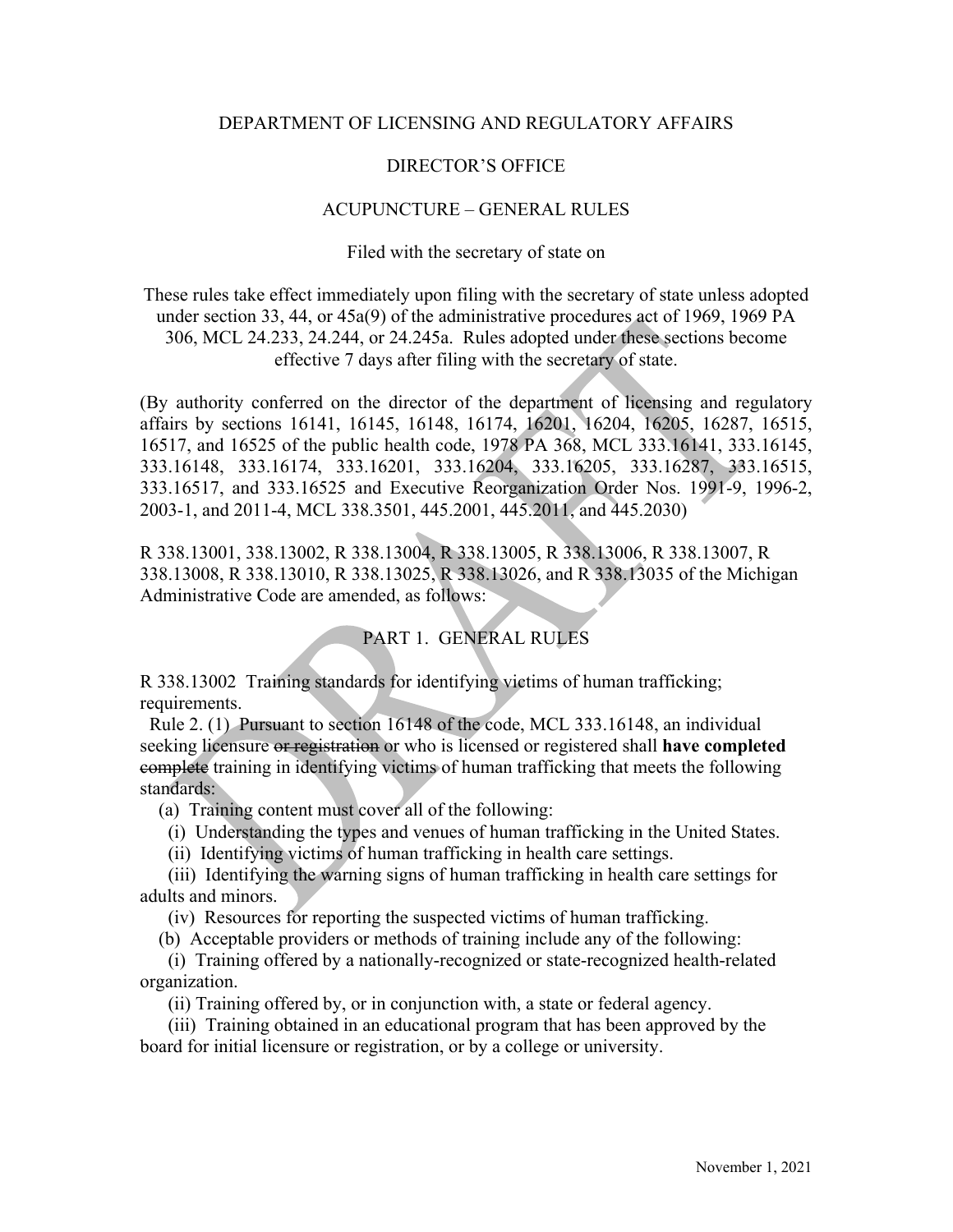DEPARTMENT OF LICENSING AND REGULATORY AFFAIRS

DIRECTOR'S OFFICE

ACUPUNCTURE – GENERAL RULES

Filed with the secretary of state on

These rules take effect immediately upon filing with the secretary of state unless adopted under section 33, 44, or 45a(9) of the administrative procedures act of 1969, 1969 PA 306, MCL 24.233, 24.244, or 24.245a. Rules adopted under these sections become effective 7 days after filing with the secretary of state.

(By authority conferred on the director of the department of licensing and regulatory affairs by sections 16141, 16145, 16148, 16174, 16201, 16204, 16205, 16287, 16515, 16517, and 16525 of the public health code, 1978 PA 368, MCL 333.16141, 333.16145, 333.16148, 333.16174, 333.16201, 333.16204, 333.16205, 333.16287, 333.16515, 333.16517, and 333.16525 and Executive Reorganization Order Nos. 1991-9, 1996-2, 2003-1, and 2011-4, MCL 338.3501, 445.2001, 445.2011, and 445.2030)

R 338.13001, 338.13002, R 338.13004, R 338.13005, R 338.13006, R 338.13007, R 338.13008, R 338.13010, R 338.13025, R 338.13026, and R 338.13035 of the Michigan Administrative Code are amended, as follows:

PART 1. GENERAL RULES

R 338.13002 Training standards for identifying victims of human trafficking; requirements.

Rule 2. (1) Pursuant to section 16148 of the code, MCL 333.16148, an individual seeking licensure ~~or registration~~ or who is licensed or registered shall **have completed** ~~complete~~ training in identifying victims of human trafficking that meets the following standards:

(a) Training content must cover all of the following:

(i) Understanding the types and venues of human trafficking in the United States.

(ii) Identifying victims of human trafficking in health care settings.

(iii) Identifying the warning signs of human trafficking in health care settings for adults and minors.

(iv) Resources for reporting the suspected victims of human trafficking.

(b) Acceptable providers or methods of training include any of the following:

(i) Training offered by a nationally-recognized or state-recognized health-related organization.

(ii) Training offered by, or in conjunction with, a state or federal agency.

(iii) Training obtained in an educational program that has been approved by the board for initial licensure or registration, or by a college or university.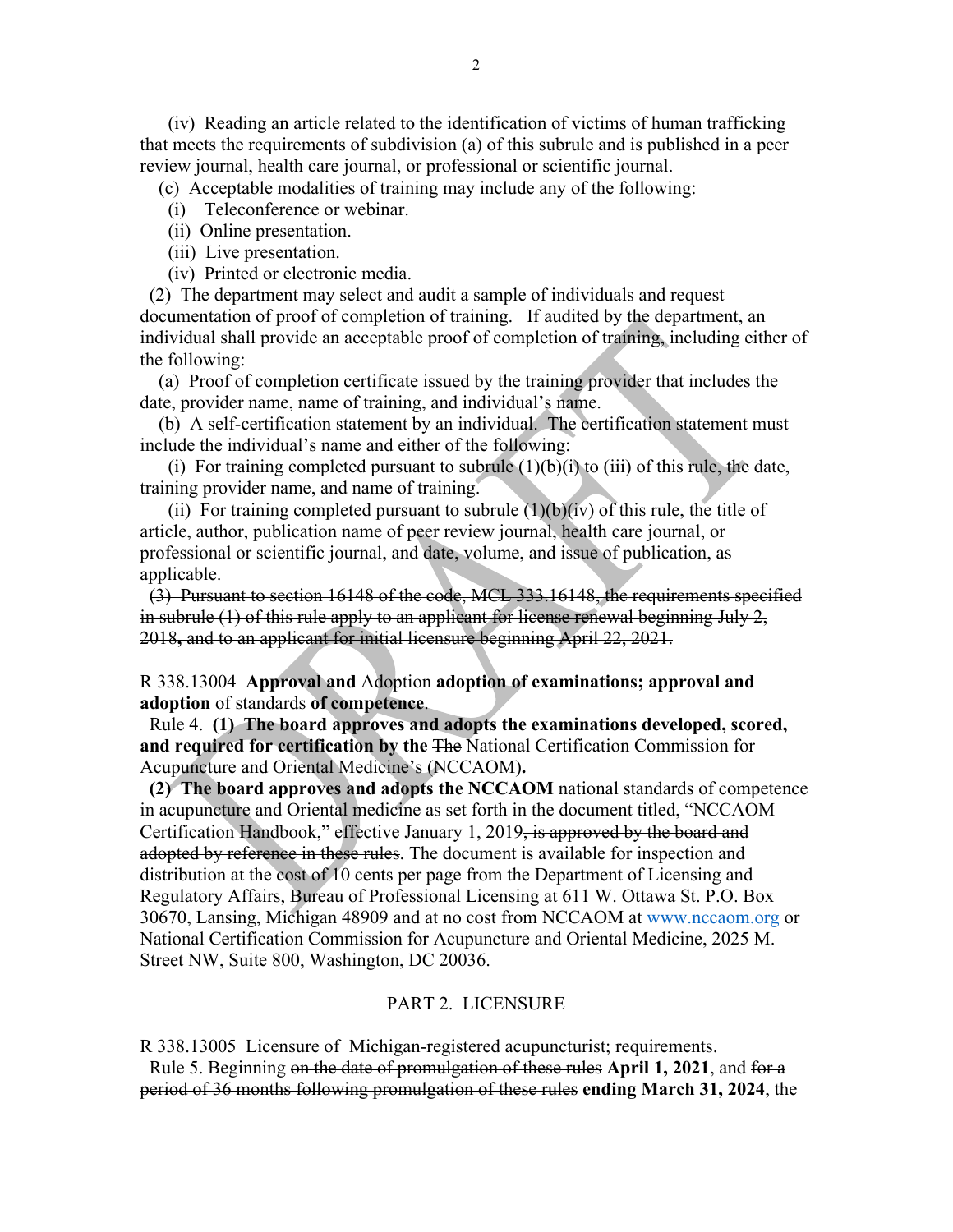(iv) Reading an article related to the identification of victims of human trafficking that meets the requirements of subdivision (a) of this subrule and is published in a peer review journal, health care journal, or professional or scientific journal.

(c) Acceptable modalities of training may include any of the following:

(i) Teleconference or webinar.

(ii) Online presentation.

(iii) Live presentation.

(iv) Printed or electronic media.

(2) The department may select and audit a sample of individuals and request documentation of proof of completion of training. If audited by the department, an individual shall provide an acceptable proof of completion of training, including either of the following:

(a) Proof of completion certificate issued by the training provider that includes the date, provider name, name of training, and individual's name.

(b) A self-certification statement by an individual. The certification statement must include the individual's name and either of the following:

(i) For training completed pursuant to subrule (1)(b)(i) to (iii) of this rule, the date, training provider name, and name of training.

(ii) For training completed pursuant to subrule (1)(b)(iv) of this rule, the title of article, author, publication name of peer review journal, health care journal, or professional or scientific journal, and date, volume, and issue of publication, as applicable.

~~(3) Pursuant to section 16148 of the code, MCL 333.16148, the requirements specified in subrule (1) of this rule apply to an applicant for license renewal beginning July 2, 2018, and to an applicant for initial licensure beginning April 22, 2021.~~

R 338.13004 **Approval and** ~~Adoption~~ **adoption of examinations; approval and adoption** of standards **of competence**.

Rule 4. **(1) The board approves and adopts the examinations developed, scored, and required for certification by the** ~~The~~ National Certification Commission for Acupuncture and Oriental Medicine's (NCCAOM)**.**

**(2) The board approves and adopts the NCCAOM** national standards of competence in acupuncture and Oriental medicine as set forth in the document titled, "NCCAOM Certification Handbook," effective January 1, 2019~~, is approved by the board and adopted by reference in these rules~~. The document is available for inspection and distribution at the cost of 10 cents per page from the Department of Licensing and Regulatory Affairs, Bureau of Professional Licensing at 611 W. Ottawa St. P.O. Box 30670, Lansing, Michigan 48909 and at no cost from NCCAOM at www.nccaom.org or National Certification Commission for Acupuncture and Oriental Medicine, 2025 M. Street NW, Suite 800, Washington, DC 20036.

## PART 2. LICENSURE

R 338.13005 Licensure of Michigan-registered acupuncturist; requirements.

Rule 5. Beginning ~~on the date of promulgation of these rules~~ **April 1, 2021**, and ~~for a period of 36 months following promulgation of these rules~~ **ending March 31, 2024**, the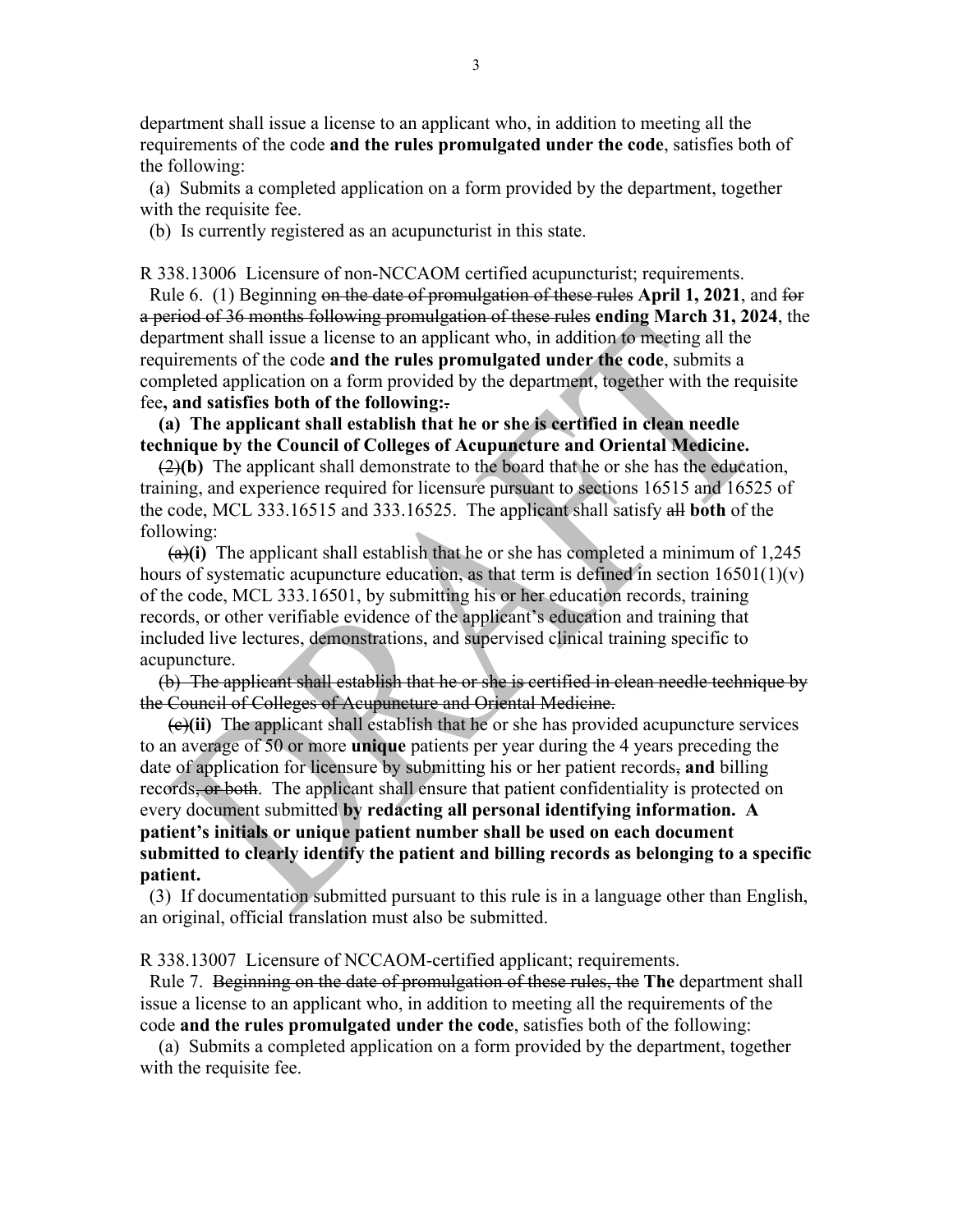department shall issue a license to an applicant who, in addition to meeting all the requirements of the code **and the rules promulgated under the code**, satisfies both of the following:

(a) Submits a completed application on a form provided by the department, together with the requisite fee.

(b) Is currently registered as an acupuncturist in this state.

R 338.13006 Licensure of non-NCCAOM certified acupuncturist; requirements.

Rule 6. (1) Beginning ~~on the date of promulgation of these rules~~ **April 1, 2021**, and ~~for a period of 36 months following promulgation of these rules~~ **ending March 31, 2024**, the department shall issue a license to an applicant who, in addition to meeting all the requirements of the code **and the rules promulgated under the code**, submits a completed application on a form provided by the department, together with the requisite fee**, and satisfies both of the following:**~~.~~

**(a) The applicant shall establish that he or she is certified in clean needle technique by the Council of Colleges of Acupuncture and Oriental Medicine.**

~~(2)~~**(b)** The applicant shall demonstrate to the board that he or she has the education, training, and experience required for licensure pursuant to sections 16515 and 16525 of the code, MCL 333.16515 and 333.16525. The applicant shall satisfy ~~all~~ **both** of the following:

~~(a)~~**(i)** The applicant shall establish that he or she has completed a minimum of 1,245 hours of systematic acupuncture education, as that term is defined in section 16501(1)(v) of the code, MCL 333.16501, by submitting his or her education records, training records, or other verifiable evidence of the applicant's education and training that included live lectures, demonstrations, and supervised clinical training specific to acupuncture.

~~(b) The applicant shall establish that he or she is certified in clean needle technique by the Council of Colleges of Acupuncture and Oriental Medicine.~~

~~(c)~~**(ii)** The applicant shall establish that he or she has provided acupuncture services to an average of 50 or more **unique** patients per year during the 4 years preceding the date of application for licensure by submitting his or her patient records~~,~~ **and** billing records~~, or both~~. The applicant shall ensure that patient confidentiality is protected on every document submitted **by redacting all personal identifying information. A patient's initials or unique patient number shall be used on each document submitted to clearly identify the patient and billing records as belonging to a specific patient.**

(3) If documentation submitted pursuant to this rule is in a language other than English, an original, official translation must also be submitted.

R 338.13007 Licensure of NCCAOM-certified applicant; requirements.

Rule 7. ~~Beginning on the date of promulgation of these rules, the~~ **The** department shall issue a license to an applicant who, in addition to meeting all the requirements of the code **and the rules promulgated under the code**, satisfies both of the following:

(a) Submits a completed application on a form provided by the department, together with the requisite fee.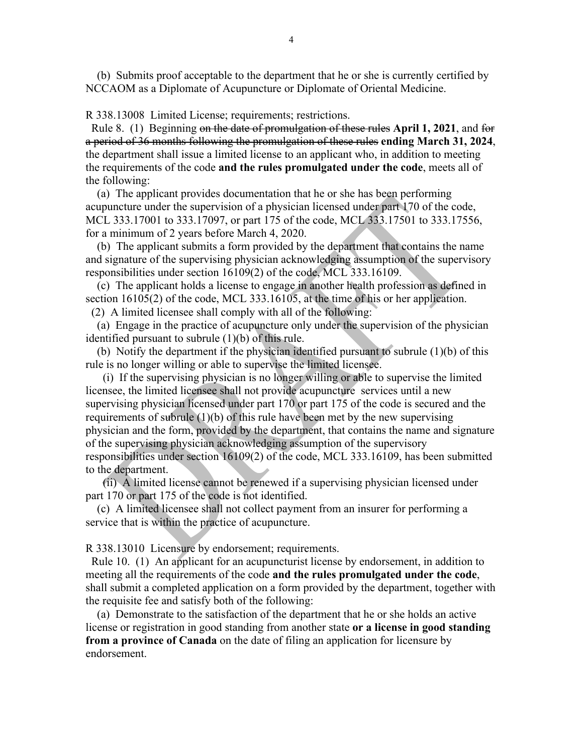(b) Submits proof acceptable to the department that he or she is currently certified by NCCAOM as a Diplomate of Acupuncture or Diplomate of Oriental Medicine.

R 338.13008 Limited License; requirements; restrictions.

Rule 8. (1) Beginning ~~on the date of promulgation of these rules~~ **April 1, 2021**, and ~~for a period of 36 months following the promulgation of these rules~~ **ending March 31, 2024**, the department shall issue a limited license to an applicant who, in addition to meeting the requirements of the code **and the rules promulgated under the code**, meets all of the following:

(a) The applicant provides documentation that he or she has been performing acupuncture under the supervision of a physician licensed under part 170 of the code, MCL 333.17001 to 333.17097, or part 175 of the code, MCL 333.17501 to 333.17556, for a minimum of 2 years before March 4, 2020.

(b) The applicant submits a form provided by the department that contains the name and signature of the supervising physician acknowledging assumption of the supervisory responsibilities under section 16109(2) of the code, MCL 333.16109.

(c) The applicant holds a license to engage in another health profession as defined in section 16105(2) of the code, MCL 333.16105, at the time of his or her application.

(2) A limited licensee shall comply with all of the following:

(a) Engage in the practice of acupuncture only under the supervision of the physician identified pursuant to subrule (1)(b) of this rule.

(b) Notify the department if the physician identified pursuant to subrule (1)(b) of this rule is no longer willing or able to supervise the limited licensee.

(i) If the supervising physician is no longer willing or able to supervise the limited licensee, the limited licensee shall not provide acupuncture services until a new supervising physician licensed under part 170 or part 175 of the code is secured and the requirements of subrule (1)(b) of this rule have been met by the new supervising physician and the form, provided by the department, that contains the name and signature of the supervising physician acknowledging assumption of the supervisory responsibilities under section 16109(2) of the code, MCL 333.16109, has been submitted to the department.

(ii) A limited license cannot be renewed if a supervising physician licensed under part 170 or part 175 of the code is not identified.

(c) A limited licensee shall not collect payment from an insurer for performing a service that is within the practice of acupuncture.

R 338.13010 Licensure by endorsement; requirements.

Rule 10. (1) An applicant for an acupuncturist license by endorsement, in addition to meeting all the requirements of the code **and the rules promulgated under the code**, shall submit a completed application on a form provided by the department, together with the requisite fee and satisfy both of the following:

(a) Demonstrate to the satisfaction of the department that he or she holds an active license or registration in good standing from another state **or a license in good standing from a province of Canada** on the date of filing an application for licensure by endorsement.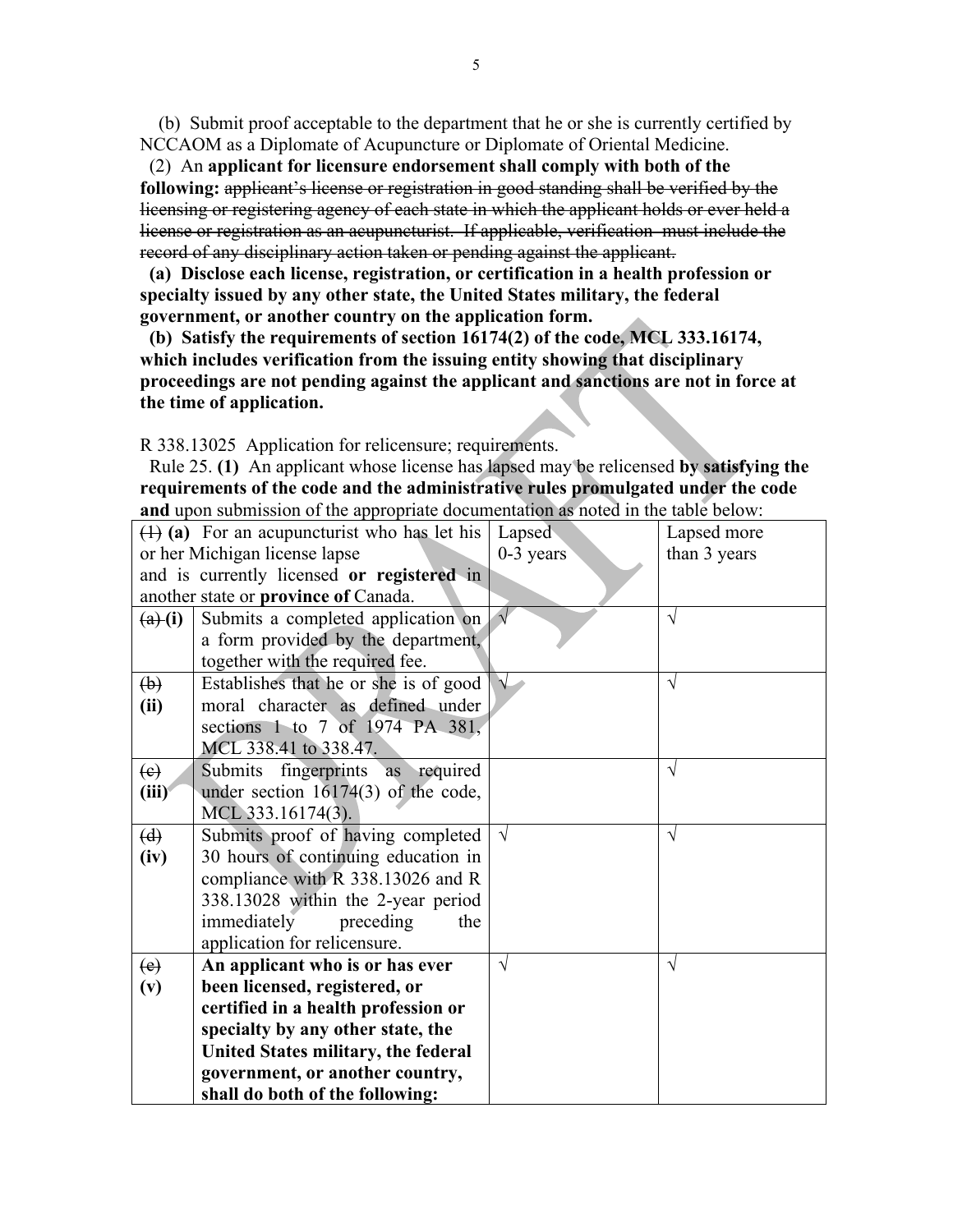(b) Submit proof acceptable to the department that he or she is currently certified by NCCAOM as a Diplomate of Acupuncture or Diplomate of Oriental Medicine.

(2) An **applicant for licensure endorsement shall comply with both of the following:** ~~applicant's license or registration in good standing shall be verified by the licensing or registering agency of each state in which the applicant holds or ever held a license or registration as an acupuncturist. If applicable, verification must include the record of any disciplinary action taken or pending against the applicant.~~

**(a) Disclose each license, registration, or certification in a health profession or specialty issued by any other state, the United States military, the federal government, or another country on the application form.**

**(b) Satisfy the requirements of section 16174(2) of the code, MCL 333.16174, which includes verification from the issuing entity showing that disciplinary proceedings are not pending against the applicant and sanctions are not in force at the time of application.**

R 338.13025 Application for relicensure; requirements.

Rule 25. **(1)** An applicant whose license has lapsed may be relicensed **by satisfying the requirements of the code and the administrative rules promulgated under the code and** upon submission of the appropriate documentation as noted in the table below:

| ~~(1)~~ **(a)** For an acupuncturist who has let his or her Michigan license lapse and is currently licensed **or registered** in another state or **province of** Canada. | | Lapsed 0-3 years | Lapsed more than 3 years |
|---|---|---|---|
| ~~(a)~~ **(i)** | Submits a completed application on a form provided by the department, together with the required fee. | √ | √ |
| ~~(b)~~ **(ii)** | Establishes that he or she is of good moral character as defined under sections 1 to 7 of 1974 PA 381, MCL 338.41 to 338.47. | √ | √ |
| ~~(c)~~ **(iii)** | Submits fingerprints as required under section 16174(3) of the code, MCL 333.16174(3). | | √ |
| ~~(d)~~ **(iv)** | Submits proof of having completed 30 hours of continuing education in compliance with R 338.13026 and R 338.13028 within the 2-year period immediately preceding the application for relicensure. | √ | √ |
| ~~(e)~~ **(v)** | **An applicant who is or has ever been licensed, registered, or certified in a health profession or specialty by any other state, the United States military, the federal government, or another country, shall do both of the following:** | √ | √ |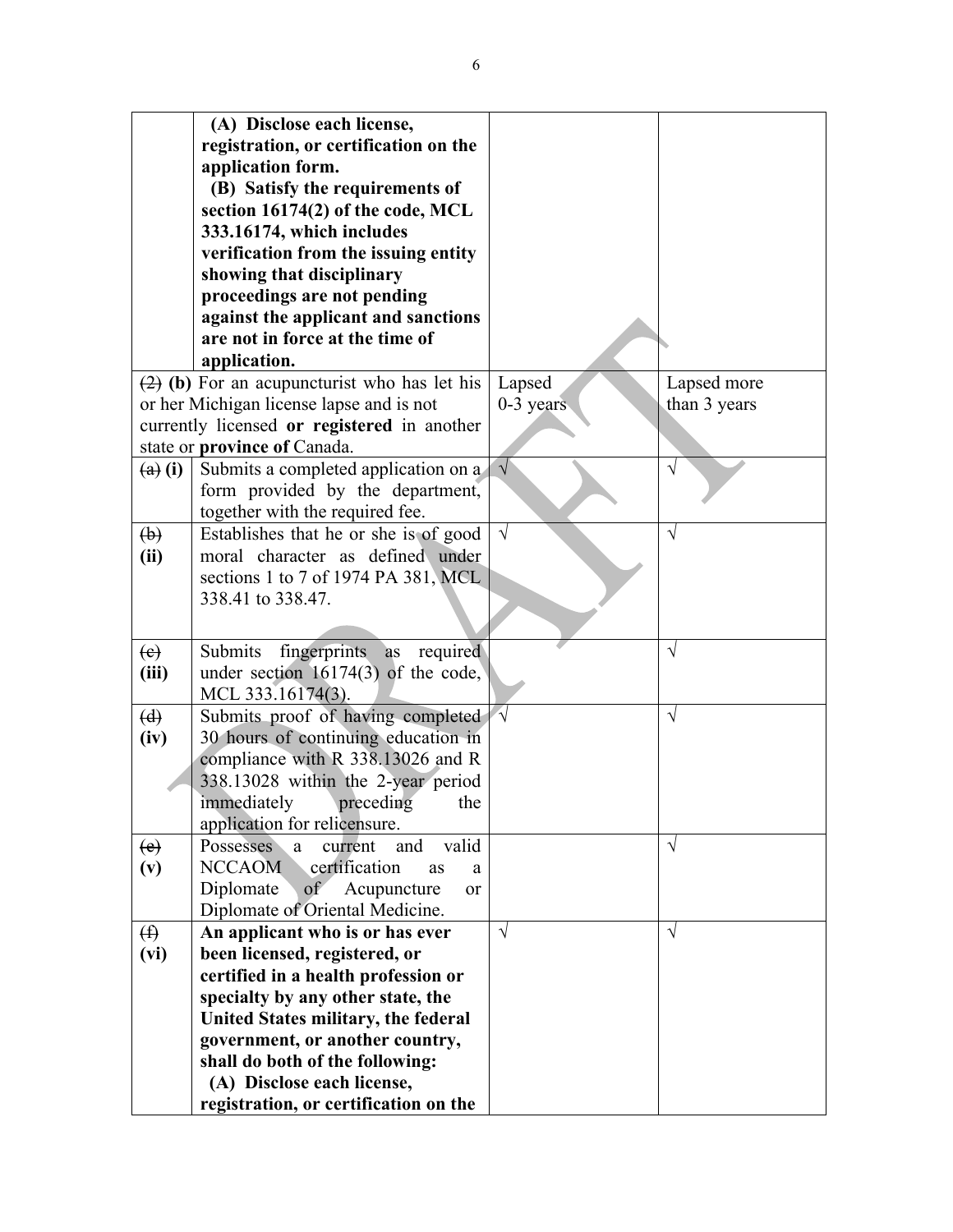|  |  |  |  |
|---|---|---|---|
|  | **(A) Disclose each license, registration, or certification on the application form.**<br>**(B) Satisfy the requirements of section 16174(2) of the code, MCL 333.16174, which includes verification from the issuing entity showing that disciplinary proceedings are not pending against the applicant and sanctions are not in force at the time of application.** |  |  |
| ~~(2)~~ **(b)** For an acupuncturist who has let his or her Michigan license lapse and is not currently licensed **or registered** in another state or **province of** Canada. | | Lapsed 0-3 years | Lapsed more than 3 years |
| ~~(a)~~ **(i)** | Submits a completed application on a form provided by the department, together with the required fee. | √ | √ |
| ~~(b)~~ **(ii)** | Establishes that he or she is of good moral character as defined under sections 1 to 7 of 1974 PA 381, MCL 338.41 to 338.47. | √ | √ |
| ~~(c)~~ **(iii)** | Submits fingerprints as required under section 16174(3) of the code, MCL 333.16174(3). |  | √ |
| ~~(d)~~ **(iv)** | Submits proof of having completed 30 hours of continuing education in compliance with R 338.13026 and R 338.13028 within the 2-year period immediately preceding the application for relicensure. | √ | √ |
| ~~(e)~~ **(v)** | Possesses a current and valid NCCAOM certification as a Diplomate of Acupuncture or Diplomate of Oriental Medicine. |  | √ |
| ~~(f)~~ **(vi)** | **An applicant who is or has ever been licensed, registered, or certified in a health profession or specialty by any other state, the United States military, the federal government, or another country, shall do both of the following:**<br>**(A) Disclose each license, registration, or certification on the** | √ | √ |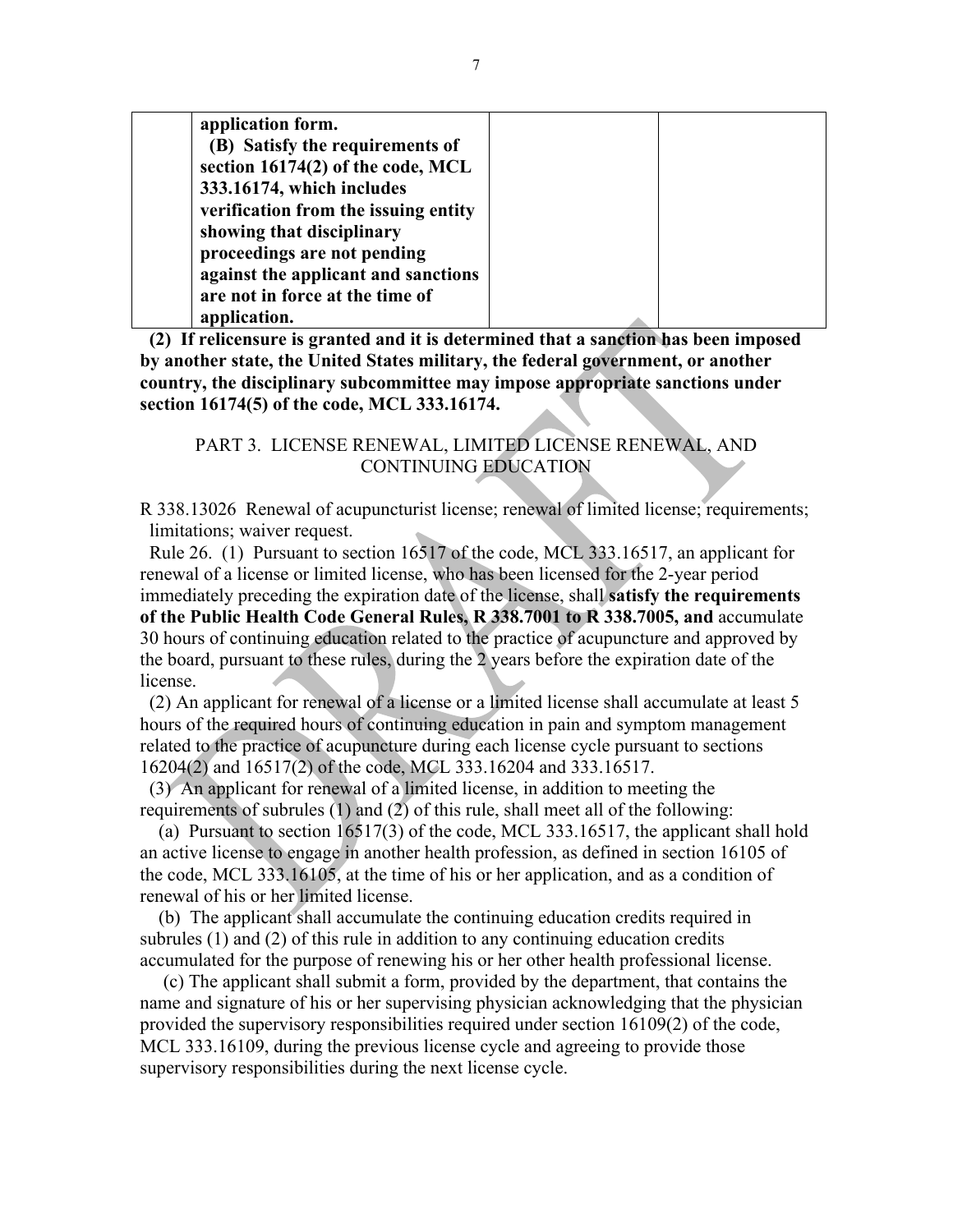| | **application form.** **(B) Satisfy the requirements of section 16174(2) of the code, MCL 333.16174, which includes verification from the issuing entity showing that disciplinary proceedings are not pending against the applicant and sanctions are not in force at the time of application.** | | |
|---|---|---|---|

**(2) If relicensure is granted and it is determined that a sanction has been imposed by another state, the United States military, the federal government, or another country, the disciplinary subcommittee may impose appropriate sanctions under section 16174(5) of the code, MCL 333.16174.**

## PART 3. LICENSE RENEWAL, LIMITED LICENSE RENEWAL, AND CONTINUING EDUCATION

R 338.13026 Renewal of acupuncturist license; renewal of limited license; requirements; limitations; waiver request.

Rule 26. (1) Pursuant to section 16517 of the code, MCL 333.16517, an applicant for renewal of a license or limited license, who has been licensed for the 2-year period immediately preceding the expiration date of the license, shall **satisfy the requirements of the Public Health Code General Rules, R 338.7001 to R 338.7005, and** accumulate 30 hours of continuing education related to the practice of acupuncture and approved by the board, pursuant to these rules, during the 2 years before the expiration date of the license.

(2) An applicant for renewal of a license or a limited license shall accumulate at least 5 hours of the required hours of continuing education in pain and symptom management related to the practice of acupuncture during each license cycle pursuant to sections 16204(2) and 16517(2) of the code, MCL 333.16204 and 333.16517.

(3) An applicant for renewal of a limited license, in addition to meeting the requirements of subrules (1) and (2) of this rule, shall meet all of the following:

(a) Pursuant to section 16517(3) of the code, MCL 333.16517, the applicant shall hold an active license to engage in another health profession, as defined in section 16105 of the code, MCL 333.16105, at the time of his or her application, and as a condition of renewal of his or her limited license.

(b) The applicant shall accumulate the continuing education credits required in subrules (1) and (2) of this rule in addition to any continuing education credits accumulated for the purpose of renewing his or her other health professional license.

(c) The applicant shall submit a form, provided by the department, that contains the name and signature of his or her supervising physician acknowledging that the physician provided the supervisory responsibilities required under section 16109(2) of the code, MCL 333.16109, during the previous license cycle and agreeing to provide those supervisory responsibilities during the next license cycle.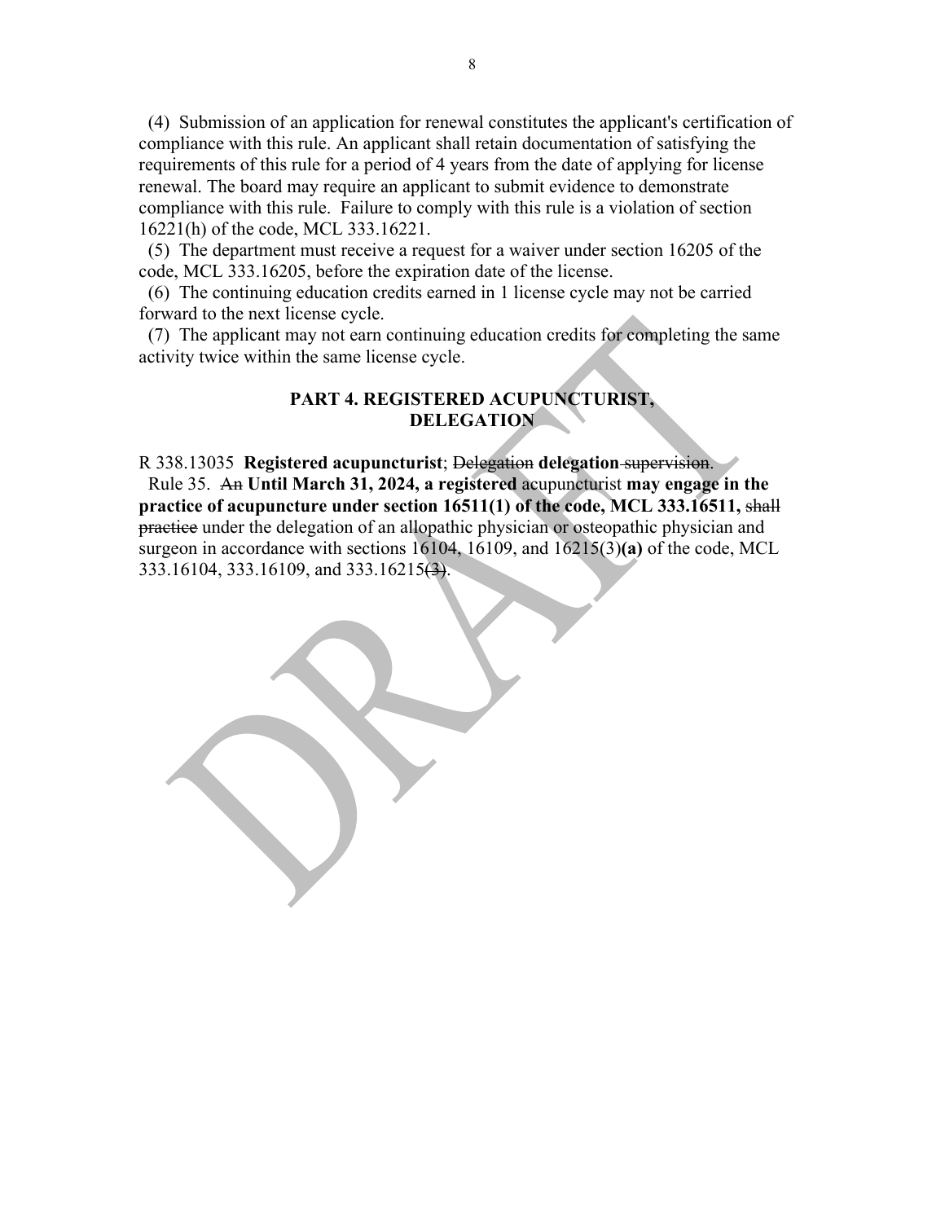(4) Submission of an application for renewal constitutes the applicant's certification of compliance with this rule. An applicant shall retain documentation of satisfying the requirements of this rule for a period of 4 years from the date of applying for license renewal. The board may require an applicant to submit evidence to demonstrate compliance with this rule. Failure to comply with this rule is a violation of section 16221(h) of the code, MCL 333.16221.

(5) The department must receive a request for a waiver under section 16205 of the code, MCL 333.16205, before the expiration date of the license.

(6) The continuing education credits earned in 1 license cycle may not be carried forward to the next license cycle.

(7) The applicant may not earn continuing education credits for completing the same activity twice within the same license cycle.

## PART 4. REGISTERED ACUPUNCTURIST, DELEGATION

R 338.13035 **Registered acupuncturist**; ~~Delegation~~ **delegation** ~~supervision~~.

Rule 35. ~~An~~ **Until March 31, 2024, a registered** acupuncturist **may engage in the practice of acupuncture under section 16511(1) of the code, MCL 333.16511,** ~~shall practice~~ under the delegation of an allopathic physician or osteopathic physician and surgeon in accordance with sections 16104, 16109, and 16215(3)**(a)** of the code, MCL 333.16104, 333.16109, and 333.16215~~(3)~~.